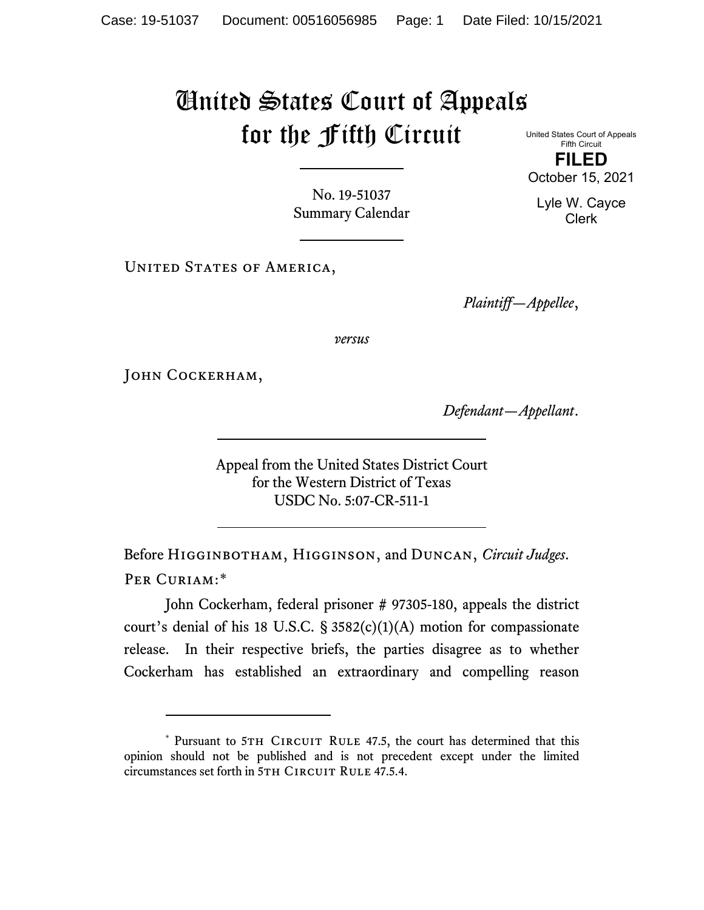# United States Court of Appeals for the Fifth Circuit

United States Court of Appeals
Fifth Circuit

**FILED**

October 15, 2021

Lyle W. Cayce
Clerk

No. 19-51037
Summary Calendar

---

United States of America,

*Plaintiff—Appellee*,

*versus*

John Cockerham,

*Defendant—Appellant*.

---

Appeal from the United States District Court
for the Western District of Texas
USDC No. 5:07-CR-511-1

---

Before Higginbotham, Higginson, and Duncan, *Circuit Judges*.

Per Curiam:*

John Cockerham, federal prisoner # 97305-180, appeals the district court's denial of his 18 U.S.C. § 3582(c)(1)(A) motion for compassionate release. In their respective briefs, the parties disagree as to whether Cockerham has established an extraordinary and compelling reason

---

\* Pursuant to 5th Circuit Rule 47.5, the court has determined that this opinion should not be published and is not precedent except under the limited circumstances set forth in 5th Circuit Rule 47.5.4.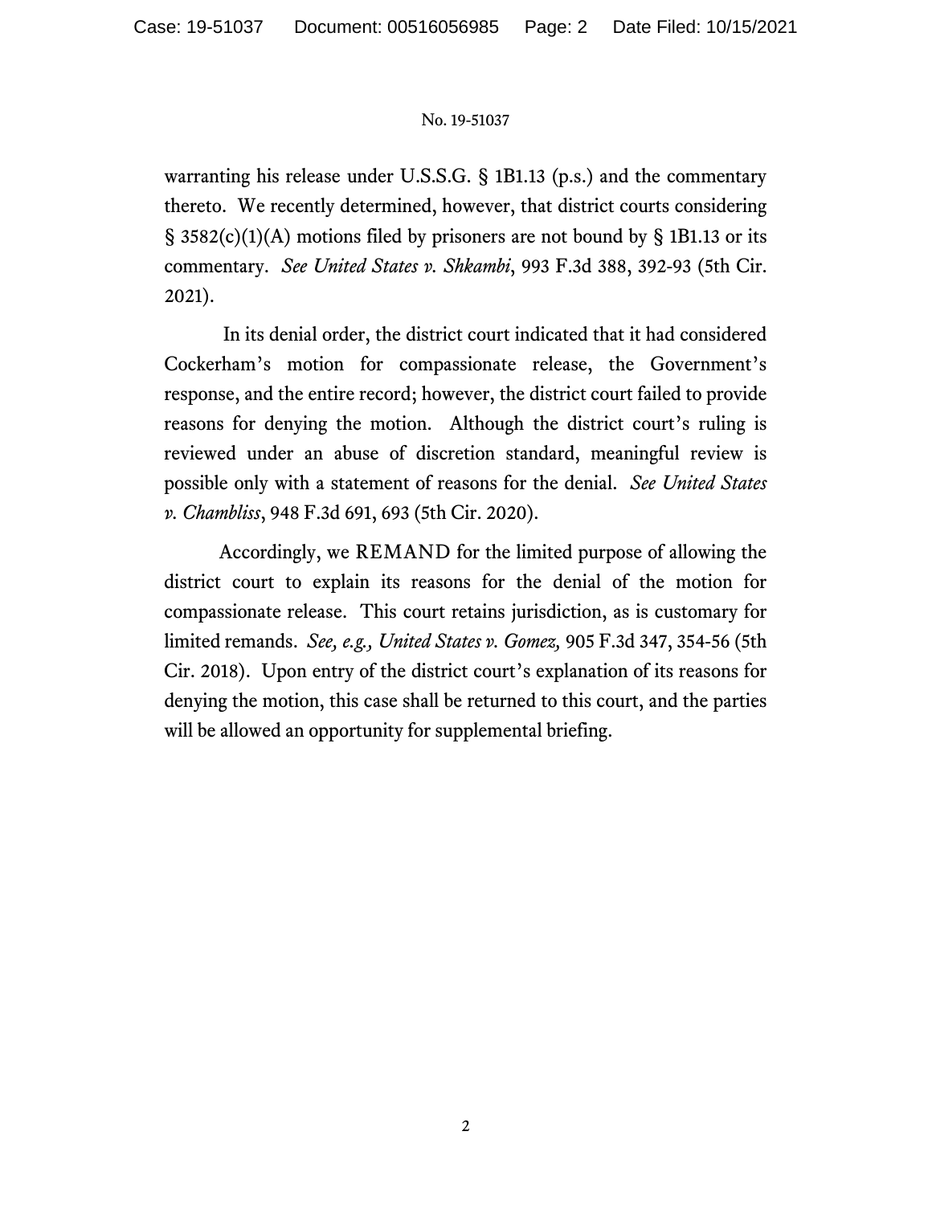warranting his release under U.S.S.G. § 1B1.13 (p.s.) and the commentary thereto. We recently determined, however, that district courts considering § 3582(c)(1)(A) motions filed by prisoners are not bound by § 1B1.13 or its commentary. *See United States v. Shkambi*, 993 F.3d 388, 392-93 (5th Cir. 2021).

In its denial order, the district court indicated that it had considered Cockerham's motion for compassionate release, the Government's response, and the entire record; however, the district court failed to provide reasons for denying the motion. Although the district court's ruling is reviewed under an abuse of discretion standard, meaningful review is possible only with a statement of reasons for the denial. *See United States v. Chambliss*, 948 F.3d 691, 693 (5th Cir. 2020).

Accordingly, we REMAND for the limited purpose of allowing the district court to explain its reasons for the denial of the motion for compassionate release. This court retains jurisdiction, as is customary for limited remands. *See, e.g., United States v. Gomez,* 905 F.3d 347, 354-56 (5th Cir. 2018). Upon entry of the district court's explanation of its reasons for denying the motion, this case shall be returned to this court, and the parties will be allowed an opportunity for supplemental briefing.